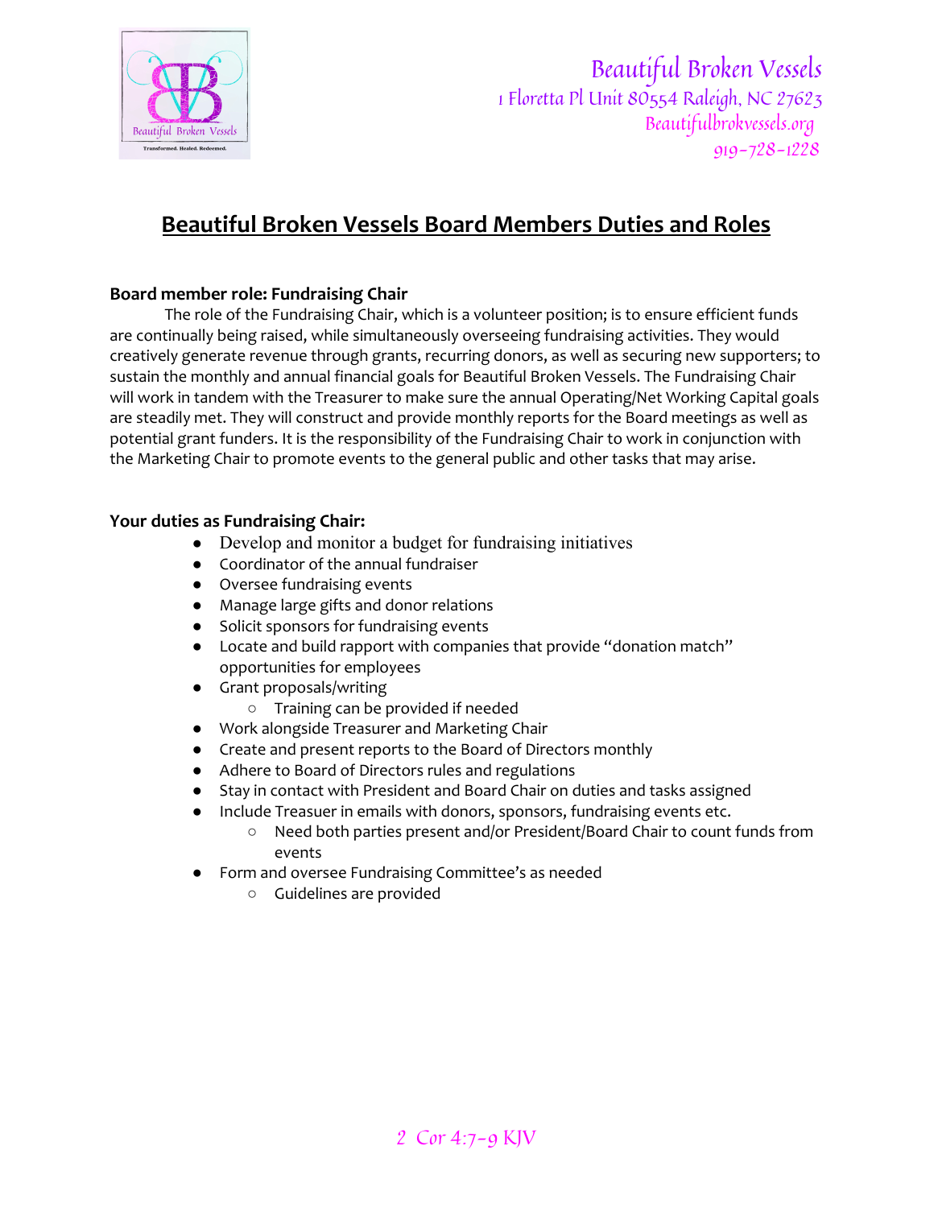Beautiful Broken Vessels
1 Floretta Pl Unit 80554 Raleigh, NC 27623
Beautifulbrokvessels.org
919-728-1228

# Beautiful Broken Vessels Board Members Duties and Roles

**Board member role: Fundraising Chair**

The role of the Fundraising Chair, which is a volunteer position; is to ensure efficient funds are continually being raised, while simultaneously overseeing fundraising activities. They would creatively generate revenue through grants, recurring donors, as well as securing new supporters; to sustain the monthly and annual financial goals for Beautiful Broken Vessels. The Fundraising Chair will work in tandem with the Treasurer to make sure the annual Operating/Net Working Capital goals are steadily met. They will construct and provide monthly reports for the Board meetings as well as potential grant funders. It is the responsibility of the Fundraising Chair to work in conjunction with the Marketing Chair to promote events to the general public and other tasks that may arise.

**Your duties as Fundraising Chair:**

- Develop and monitor a budget for fundraising initiatives
- Coordinator of the annual fundraiser
- Oversee fundraising events
- Manage large gifts and donor relations
- Solicit sponsors for fundraising events
- Locate and build rapport with companies that provide "donation match" opportunities for employees
- Grant proposals/writing
  - Training can be provided if needed
- Work alongside Treasurer and Marketing Chair
- Create and present reports to the Board of Directors monthly
- Adhere to Board of Directors rules and regulations
- Stay in contact with President and Board Chair on duties and tasks assigned
- Include Treasuer in emails with donors, sponsors, fundraising events etc.
  - Need both parties present and/or President/Board Chair to count funds from events
- Form and oversee Fundraising Committee's as needed
  - Guidelines are provided

2 Cor 4:7-9 KJV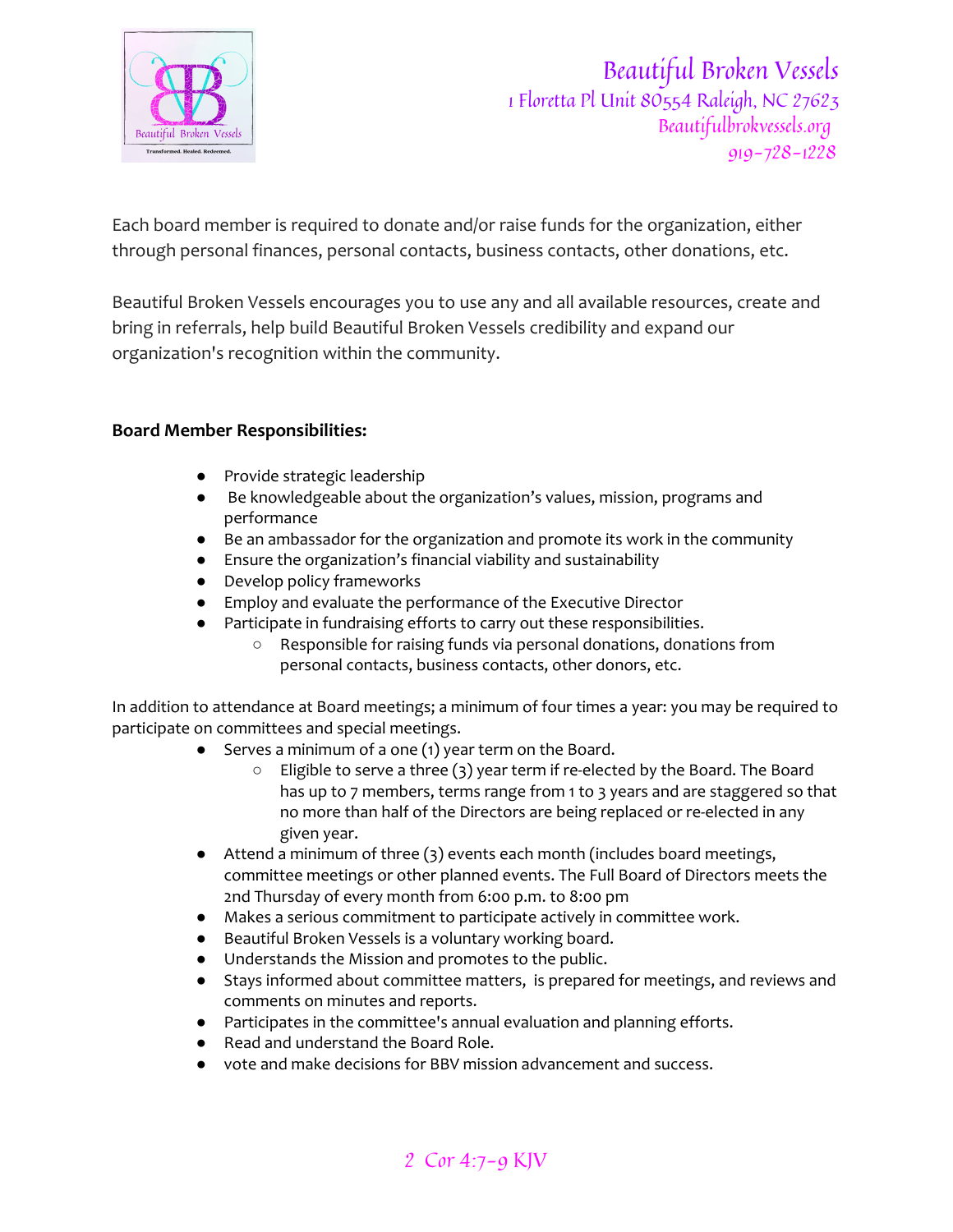Each board member is required to donate and/or raise funds for the organization, either through personal finances, personal contacts, business contacts, other donations, etc.

Beautiful Broken Vessels encourages you to use any and all available resources, create and bring in referrals, help build Beautiful Broken Vessels credibility and expand our organization's recognition within the community.

**Board Member Responsibilities:**

- Provide strategic leadership
- Be knowledgeable about the organization's values, mission, programs and performance
- Be an ambassador for the organization and promote its work in the community
- Ensure the organization's financial viability and sustainability
- Develop policy frameworks
- Employ and evaluate the performance of the Executive Director
- Participate in fundraising efforts to carry out these responsibilities.
  - Responsible for raising funds via personal donations, donations from personal contacts, business contacts, other donors, etc.

In addition to attendance at Board meetings; a minimum of four times a year: you may be required to participate on committees and special meetings.

- Serves a minimum of a one (1) year term on the Board.
  - Eligible to serve a three (3) year term if re-elected by the Board. The Board has up to 7 members, terms range from 1 to 3 years and are staggered so that no more than half of the Directors are being replaced or re-elected in any given year.
- Attend a minimum of three (3) events each month (includes board meetings, committee meetings or other planned events. The Full Board of Directors meets the 2nd Thursday of every month from 6:00 p.m. to 8:00 pm
- Makes a serious commitment to participate actively in committee work.
- Beautiful Broken Vessels is a voluntary working board.
- Understands the Mission and promotes to the public.
- Stays informed about committee matters, is prepared for meetings, and reviews and comments on minutes and reports.
- Participates in the committee's annual evaluation and planning efforts.
- Read and understand the Board Role.
- vote and make decisions for BBV mission advancement and success.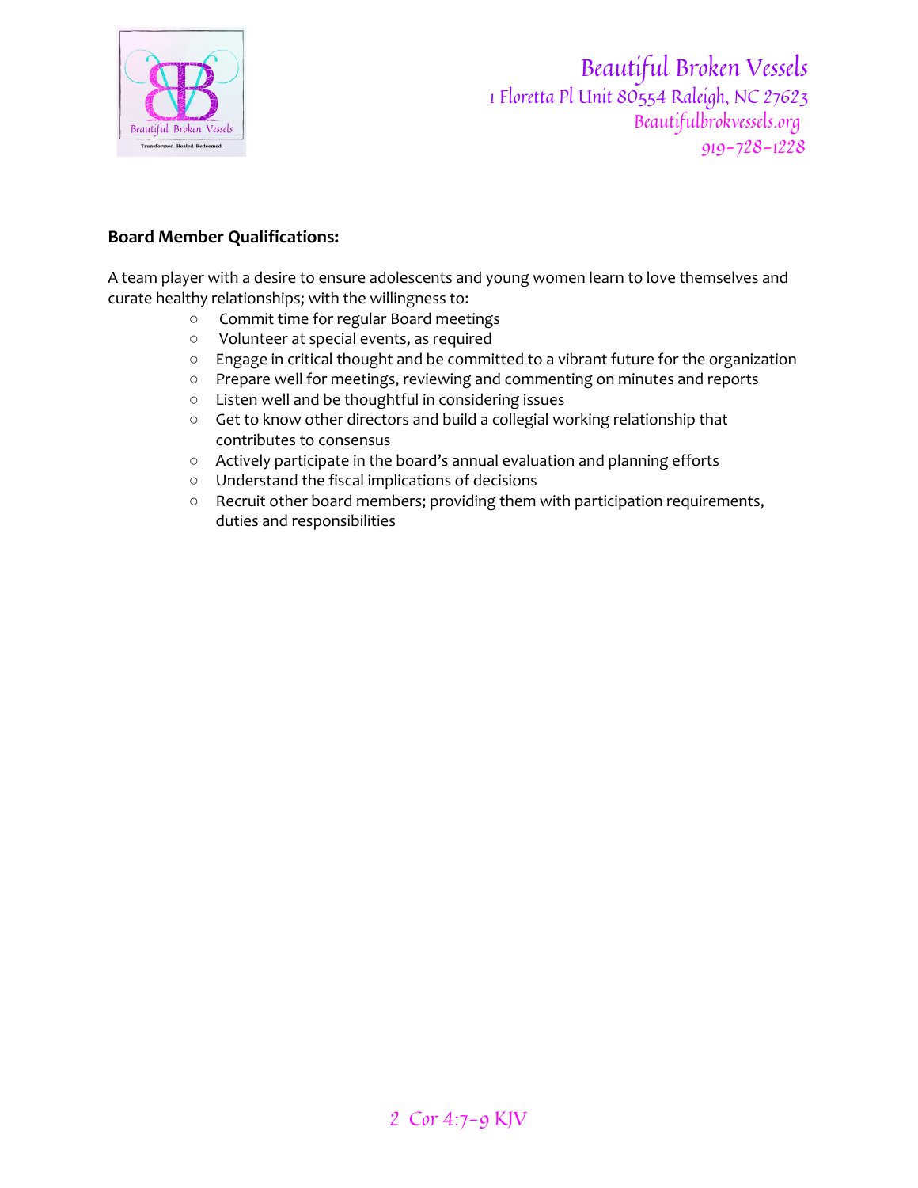**Board Member Qualifications:**

A team player with a desire to ensure adolescents and young women learn to love themselves and curate healthy relationships; with the willingness to:

- Commit time for regular Board meetings
- Volunteer at special events, as required
- Engage in critical thought and be committed to a vibrant future for the organization
- Prepare well for meetings, reviewing and commenting on minutes and reports
- Listen well and be thoughtful in considering issues
- Get to know other directors and build a collegial working relationship that contributes to consensus
- Actively participate in the board's annual evaluation and planning efforts
- Understand the fiscal implications of decisions
- Recruit other board members; providing them with participation requirements, duties and responsibilities